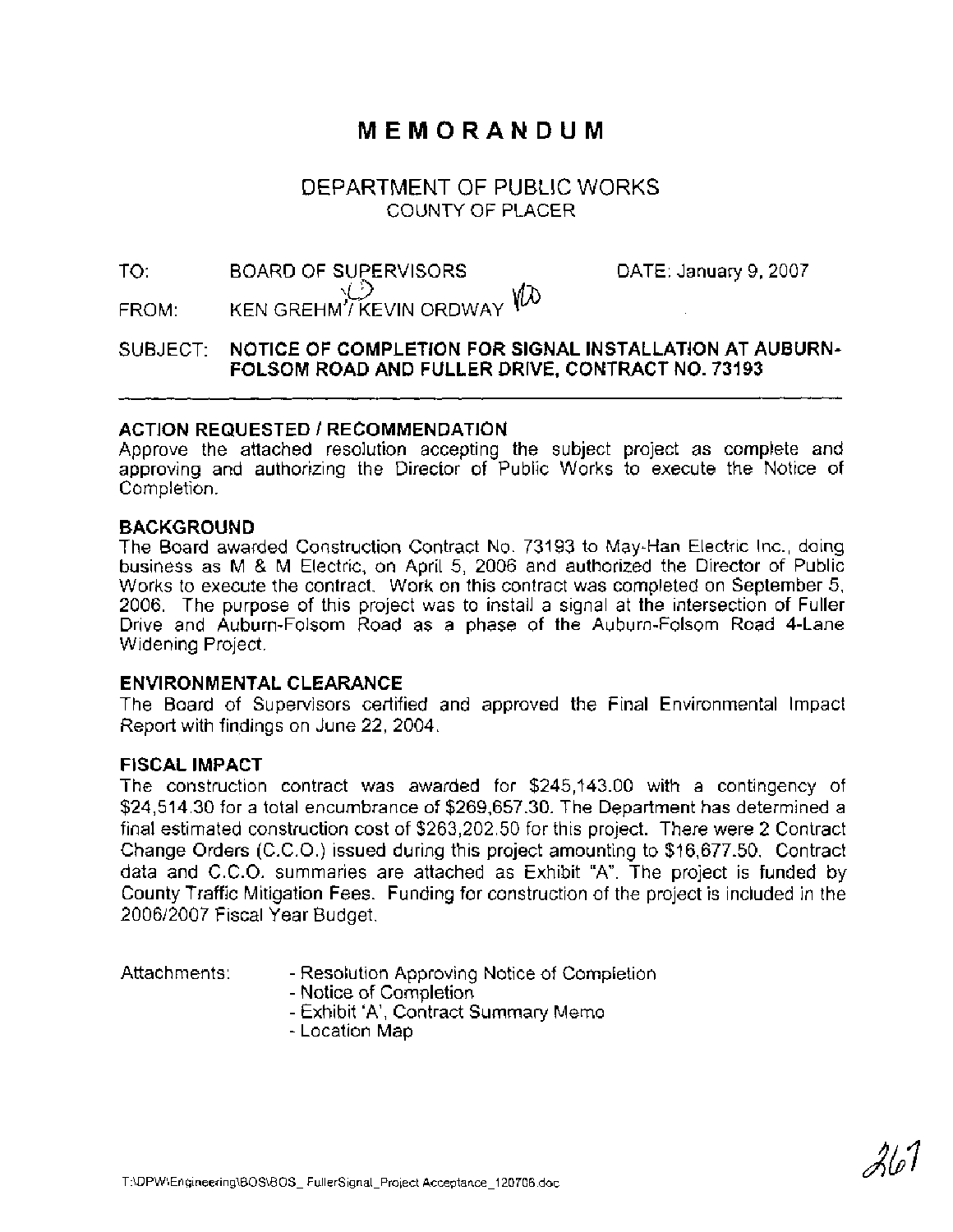# MEMORANDUM

## DEPARTMENT OF PUBLIC WORKS
COUNTY OF PLACER

TO: BOARD OF SUPERVISORS DATE: January 9, 2007

FROM: KEN GREHM / KEVIN ORDWAY

SUBJECT: **NOTICE OF COMPLETION FOR SIGNAL INSTALLATION AT AUBURN-FOLSOM ROAD AND FULLER DRIVE, CONTRACT NO. 73193**

---

### ACTION REQUESTED / RECOMMENDATION

Approve the attached resolution accepting the subject project as complete and approving and authorizing the Director of Public Works to execute the Notice of Completion.

### BACKGROUND

The Board awarded Construction Contract No. 73193 to May-Han Electric Inc., doing business as M & M Electric, on April 5, 2006 and authorized the Director of Public Works to execute the contract. Work on this contract was completed on September 5, 2006. The purpose of this project was to install a signal at the intersection of Fuller Drive and Auburn-Folsom Road as a phase of the Auburn-Folsom Road 4-Lane Widening Project.

### ENVIRONMENTAL CLEARANCE

The Board of Supervisors certified and approved the Final Environmental Impact Report with findings on June 22, 2004.

### FISCAL IMPACT

The construction contract was awarded for $245,143.00 with a contingency of $24,514.30 for a total encumbrance of $269,657.30. The Department has determined a final estimated construction cost of $263,202.50 for this project. There were 2 Contract Change Orders (C.C.O.) issued during this project amounting to $16,677.50. Contract data and C.C.O. summaries are attached as Exhibit "A". The project is funded by County Traffic Mitigation Fees. Funding for construction of the project is included in the 2006/2007 Fiscal Year Budget.

Attachments:
- Resolution Approving Notice of Completion
- Notice of Completion
- Exhibit 'A', Contract Summary Memo
- Location Map

T:\DPW\Engineering\BOS\BOS_ FullerSignal_Project Acceptance_120706.doc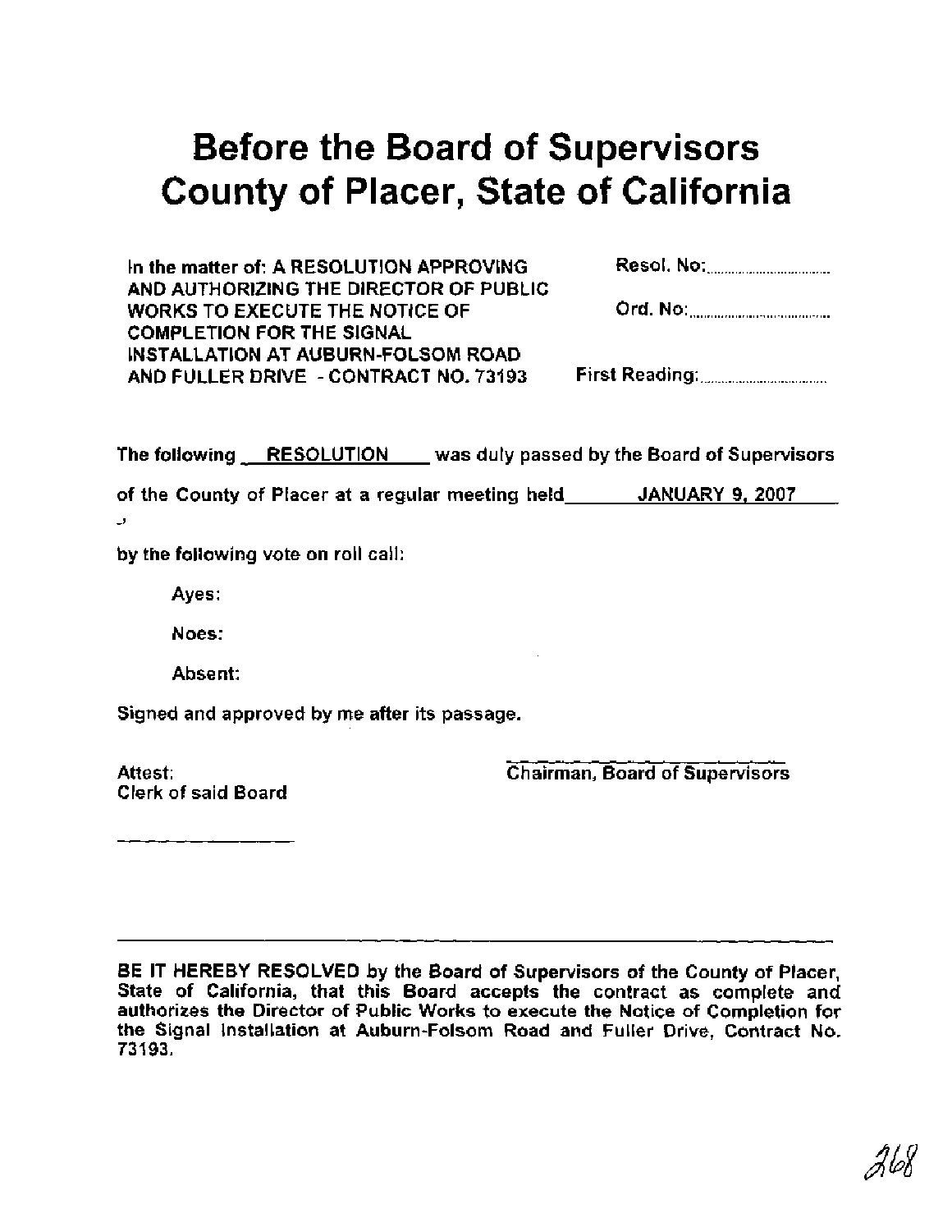# Before the Board of Supervisors County of Placer, State of California

| In the matter of: A RESOLUTION APPROVING AND AUTHORIZING THE DIRECTOR OF PUBLIC WORKS TO EXECUTE THE NOTICE OF COMPLETION FOR THE SIGNAL INSTALLATION AT AUBURN-FOLSOM ROAD AND FULLER DRIVE - CONTRACT NO. 73193 | Resol. No: ......................... |
| --- | --- |
| | Ord. No: ......................... |
| | First Reading: ......................... |

The following **RESOLUTION** was duly passed by the Board of Supervisors of the County of Placer at a regular meeting held **JANUARY 9, 2007**,

by the following vote on roll call:

Ayes:

Noes:

Absent:

Signed and approved by me after its passage.

Attest:
Clerk of said Board

\_\_\_\_\_\_\_\_\_\_\_\_\_\_\_\_

Chairman, Board of Supervisors

---

**BE IT HEREBY RESOLVED** by the Board of Supervisors of the County of Placer, State of California, that this Board accepts the contract as complete and authorizes the Director of Public Works to execute the Notice of Completion for the Signal Installation at Auburn-Folsom Road and Fuller Drive, Contract No. 73193.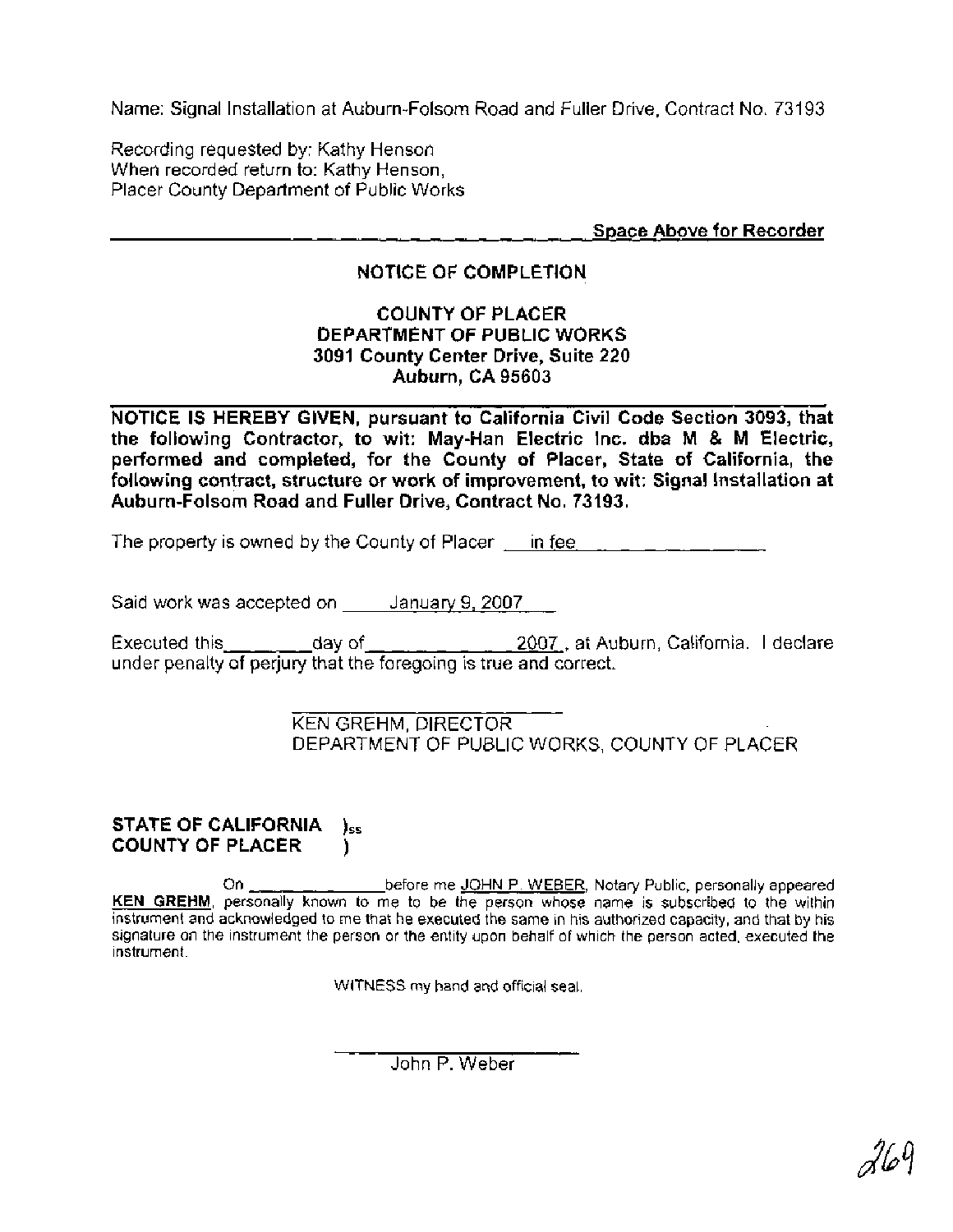Name: Signal Installation at Auburn-Folsom Road and Fuller Drive, Contract No. 73193

Recording requested by: Kathy Henson
When recorded return to: Kathy Henson,
Placer County Department of Public Works

**Space Above for Recorder**

**NOTICE OF COMPLETION**

**COUNTY OF PLACER**
**DEPARTMENT OF PUBLIC WORKS**
**3091 County Center Drive, Suite 220**
**Auburn, CA 95603**

**NOTICE IS HEREBY GIVEN, pursuant to California Civil Code Section 3093, that the following Contractor, to wit: May-Han Electric Inc. dba M & M Electric, performed and completed, for the County of Placer, State of California, the following contract, structure or work of improvement, to wit: Signal Installation at Auburn-Folsom Road and Fuller Drive, Contract No. 73193.**

The property is owned by the County of Placer \_\_in fee\_\_\_\_\_\_\_\_\_\_\_\_\_\_\_\_

Said work was accepted on \_\_\_\_January 9, 2007\_\_\_

Executed this\_\_\_\_\_\_\_\_day of\_\_\_\_\_\_\_\_\_\_\_\_\_ 2007, at Auburn, California. I declare under penalty of perjury that the foregoing is true and correct.

\_\_\_\_\_\_\_\_\_\_\_\_\_\_\_\_\_\_\_\_\_\_\_\_
KEN GREHM, DIRECTOR
DEPARTMENT OF PUBLIC WORKS, COUNTY OF PLACER

**STATE OF CALIFORNIA )ss**
**COUNTY OF PLACER )**

On \_\_\_\_\_\_\_\_\_\_\_\_\_\_\_before me JOHN P. WEBER, Notary Public, personally appeared **KEN GREHM**, personally known to me to be the person whose name is subscribed to the within instrument and acknowledged to me that he executed the same in his authorized capacity, and that by his signature on the instrument the person or the entity upon behalf of which the person acted, executed the instrument.

WITNESS my hand and official seal.

\_\_\_\_\_\_\_\_\_\_\_\_\_\_\_\_\_\_\_\_\_\_\_\_
John P. Weber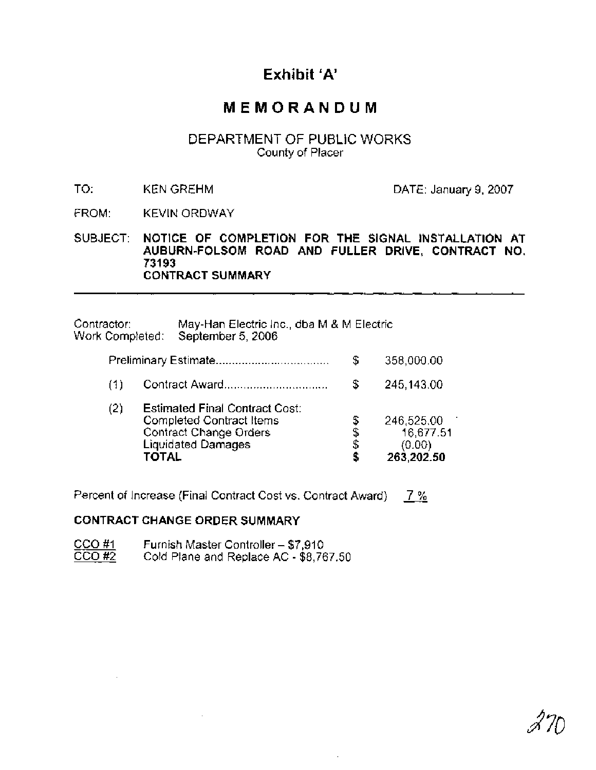# Exhibit 'A'

## MEMORANDUM

DEPARTMENT OF PUBLIC WORKS
County of Placer

TO: KEN GREHM

DATE: January 9, 2007

FROM: KEVIN ORDWAY

SUBJECT: **NOTICE OF COMPLETION FOR THE SIGNAL INSTALLATION AT AUBURN-FOLSOM ROAD AND FULLER DRIVE, CONTRACT NO. 73193**
**CONTRACT SUMMARY**

---

Contractor: May-Han Electric Inc., dba M & M Electric
Work Completed: September 5, 2006

| | | | |
|---|---|---|---|
| | Preliminary Estimate.................................. | $ | 358,000.00 |
| (1) | Contract Award.............................. | $ | 245,143.00 |
| (2) | Estimated Final Contract Cost: | | |
| | Completed Contract Items | $ | 246,525.00 |
| | Contract Change Orders | $ | 16,677.51 |
| | Liquidated Damages | $ | (0.00) |
| | **TOTAL** | **$** | **263,202.50** |

Percent of Increase (Final Contract Cost vs. Contract Award) 7 %

**CONTRACT CHANGE ORDER SUMMARY**

CCO #1 Furnish Master Controller – $7,910
CCO #2 Cold Plane and Replace AC - $8,767.50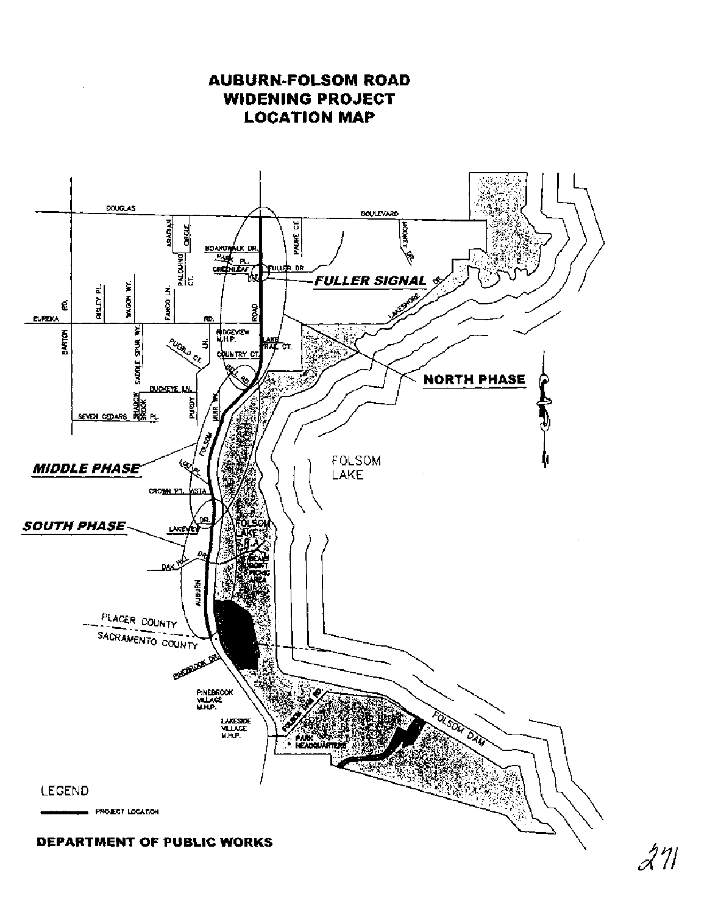# AUBURN-FOLSOM ROAD WIDENING PROJECT LOCATION MAP

DOUGLAS
BOULEVARD
ARABIAN
CIRCLE
PADRE CT.
MOONEY DR.
BOARDWALK DR.
PARK PL.
GREENLEAF
FULLER DR.
PALOMINO CT.
**_FULLER SIGNAL_**
EUREKA
RD.
BARTON RD.
RISLEY PL.
WAGON WY.
FARGO LN.
ROAD
LAKESHORE DR.
RIDGEVIEW M.H.P.
LAKE TRAIL CT.
SADDLE SPUR WY.
PUEBLO CT.
COUNTRY CT.
**NORTH PHASE**
BELL RD.
BUCKEYE LN.
PURDY
SHADOW BROOK PL.
SEVEN CEDARS
FOLSOM HUR WY.
**_MIDDLE PHASE_**
LOU PL.
FOLSOM LAKE
CROWN PT. VISTA
DR.
**_SOUTH PHASE_**
LAKEVIEW
FOLSOM LAKE S.R.A.
OAK WY. DR.
BEALS POINT PICNIC AREA
AUBURN
PLACER COUNTY
SACRAMENTO COUNTY
PINEBROOK DR.
PINEBROOK VILLAGE M.H.P.
LAKESIDE VILLAGE M.H.P.
FOLSOM DAM RD.
PARK HEADQUARTERS
FOLSOM DAM

LEGEND

PROJECT LOCATION

**DEPARTMENT OF PUBLIC WORKS**

271